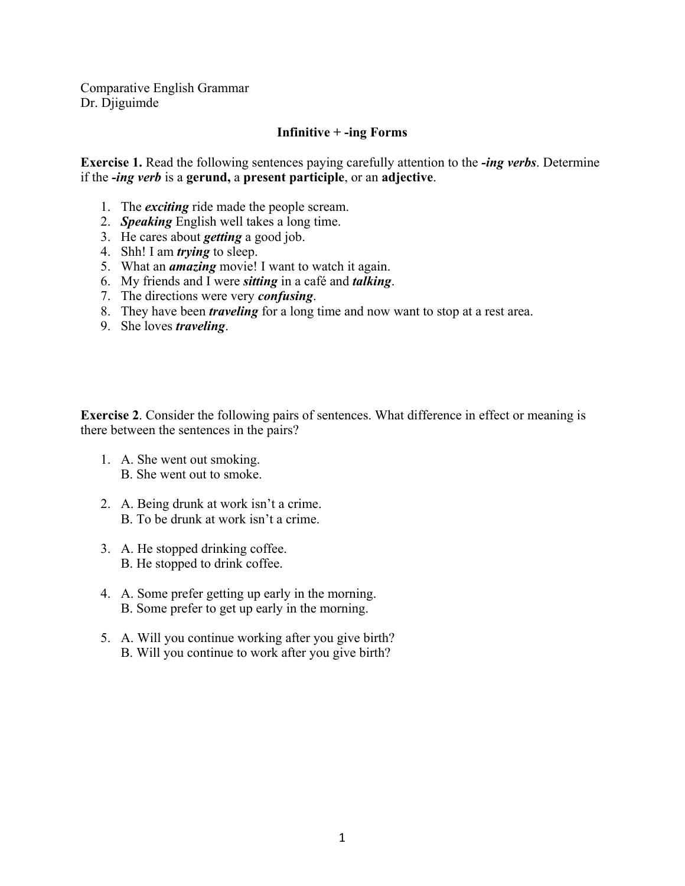Comparative English Grammar
Dr. Djiguimde

## Infinitive + -ing Forms

**Exercise 1.** Read the following sentences paying carefully attention to the ***-ing verbs***. Determine if the ***-ing verb*** is a **gerund,** a **present participle**, or an **adjective**.

1. The ***exciting*** ride made the people scream.
2. ***Speaking*** English well takes a long time.
3. He cares about ***getting*** a good job.
4. Shh! I am ***trying*** to sleep.
5. What an ***amazing*** movie! I want to watch it again.
6. My friends and I were ***sitting*** in a café and ***talking***.
7. The directions were very ***confusing***.
8. They have been ***traveling*** for a long time and now want to stop at a rest area.
9. She loves ***traveling***.

**Exercise 2**. Consider the following pairs of sentences. What difference in effect or meaning is there between the sentences in the pairs?

1. A. She went out smoking.
   B. She went out to smoke.

2. A. Being drunk at work isn't a crime.
   B. To be drunk at work isn't a crime.

3. A. He stopped drinking coffee.
   B. He stopped to drink coffee.

4. A. Some prefer getting up early in the morning.
   B. Some prefer to get up early in the morning.

5. A. Will you continue working after you give birth?
   B. Will you continue to work after you give birth?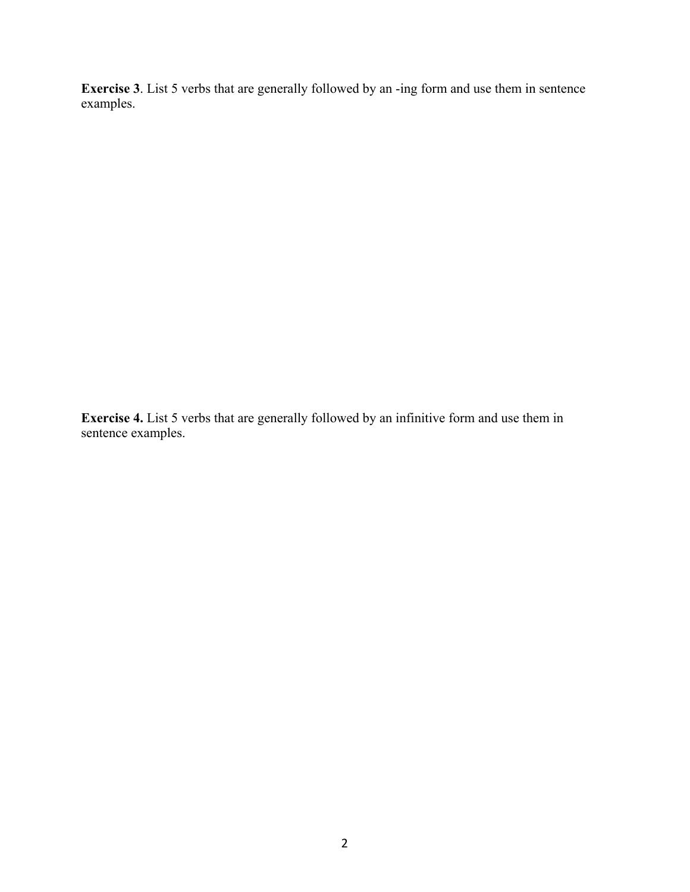**Exercise 3**. List 5 verbs that are generally followed by an -ing form and use them in sentence examples.

**Exercise 4.** List 5 verbs that are generally followed by an infinitive form and use them in sentence examples.